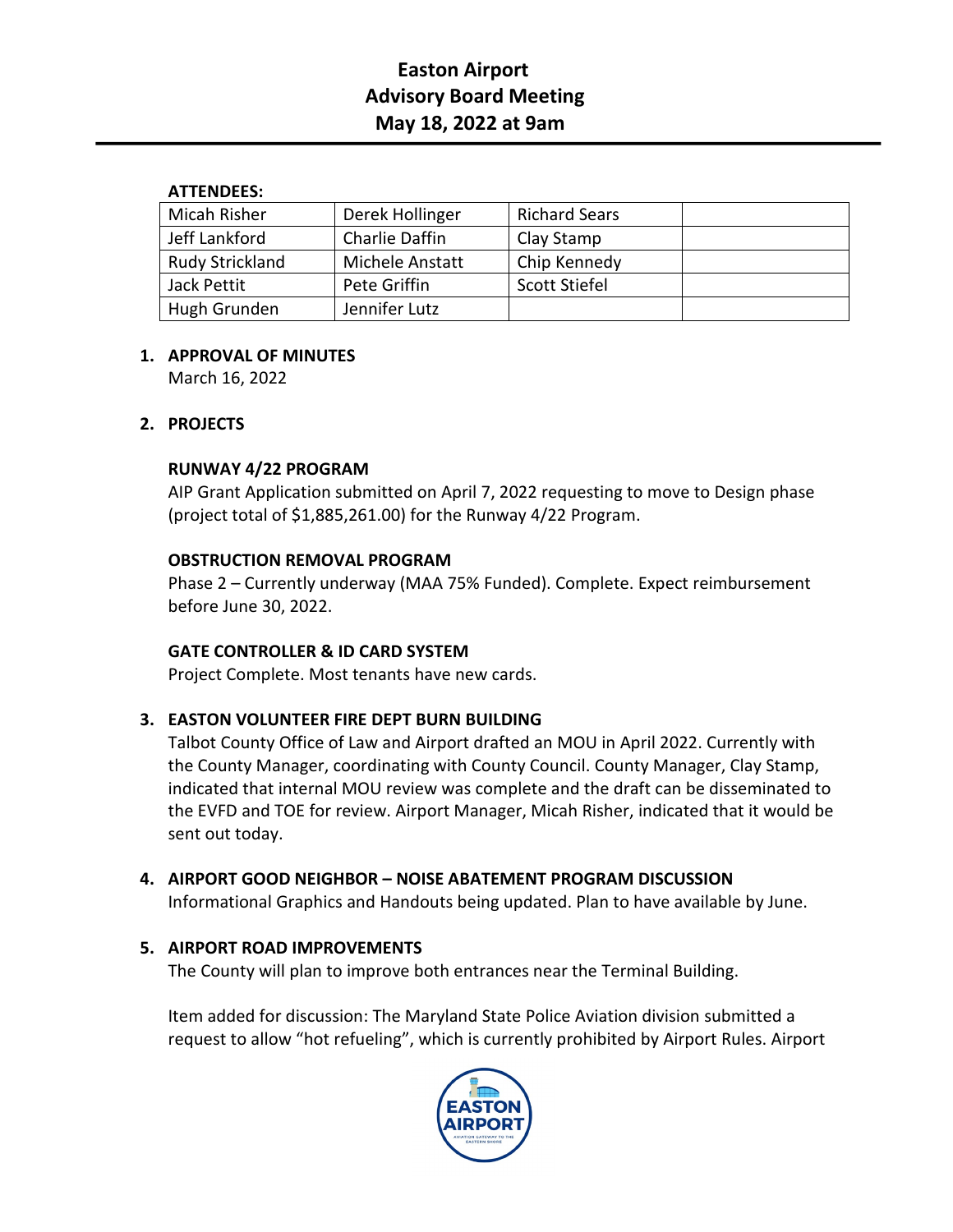# Easton Airport
## Advisory Board Meeting
## May 18, 2022 at 9am

**ATTENDEES:**

| | | | |
|---|---|---|---|
| Micah Risher | Derek Hollinger | Richard Sears | |
| Jeff Lankford | Charlie Daffin | Clay Stamp | |
| Rudy Strickland | Michele Anstatt | Chip Kennedy | |
| Jack Pettit | Pete Griffin | Scott Stiefel | |
| Hugh Grunden | Jennifer Lutz | | |

1. **APPROVAL OF MINUTES**
   March 16, 2022

2. **PROJECTS**

   **RUNWAY 4/22 PROGRAM**
   AIP Grant Application submitted on April 7, 2022 requesting to move to Design phase (project total of $1,885,261.00) for the Runway 4/22 Program.

   **OBSTRUCTION REMOVAL PROGRAM**
   Phase 2 – Currently underway (MAA 75% Funded). Complete. Expect reimbursement before June 30, 2022.

   **GATE CONTROLLER & ID CARD SYSTEM**
   Project Complete. Most tenants have new cards.

3. **EASTON VOLUNTEER FIRE DEPT BURN BUILDING**
   Talbot County Office of Law and Airport drafted an MOU in April 2022. Currently with the County Manager, coordinating with County Council. County Manager, Clay Stamp, indicated that internal MOU review was complete and the draft can be disseminated to the EVFD and TOE for review. Airport Manager, Micah Risher, indicated that it would be sent out today.

4. **AIRPORT GOOD NEIGHBOR – NOISE ABATEMENT PROGRAM DISCUSSION**
   Informational Graphics and Handouts being updated. Plan to have available by June.

5. **AIRPORT ROAD IMPROVEMENTS**
   The County will plan to improve both entrances near the Terminal Building.

   Item added for discussion: The Maryland State Police Aviation division submitted a request to allow "hot refueling", which is currently prohibited by Airport Rules. Airport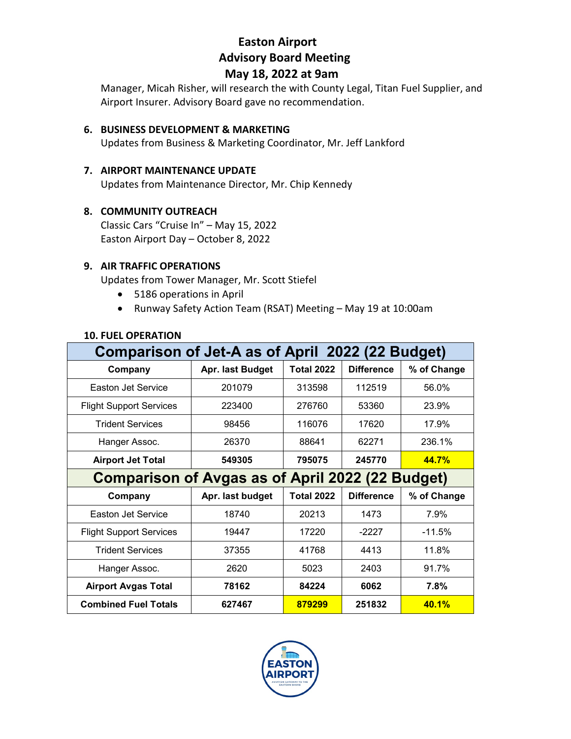# Easton Airport
## Advisory Board Meeting
## May 18, 2022 at 9am

Manager, Micah Risher, will research the with County Legal, Titan Fuel Supplier, and Airport Insurer. Advisory Board gave no recommendation.

**6. BUSINESS DEVELOPMENT & MARKETING**

Updates from Business & Marketing Coordinator, Mr. Jeff Lankford

**7. AIRPORT MAINTENANCE UPDATE**

Updates from Maintenance Director, Mr. Chip Kennedy

**8. COMMUNITY OUTREACH**

Classic Cars "Cruise In" – May 15, 2022
Easton Airport Day – October 8, 2022

**9. AIR TRAFFIC OPERATIONS**

Updates from Tower Manager, Mr. Scott Stiefel

- 5186 operations in April
- Runway Safety Action Team (RSAT) Meeting – May 19 at 10:00am

**10. FUEL OPERATION**

| Comparison of Jet-A as of April 2022 (22 Budget) | | | | |
|---|---|---|---|---|
| **Company** | **Apr. last Budget** | **Total 2022** | **Difference** | **% of Change** |
| Easton Jet Service | 201079 | 313598 | 112519 | 56.0% |
| Flight Support Services | 223400 | 276760 | 53360 | 23.9% |
| Trident Services | 98456 | 116076 | 17620 | 17.9% |
| Hanger Assoc. | 26370 | 88641 | 62271 | 236.1% |
| **Airport Jet Total** | **549305** | **795075** | **245770** | **44.7%** |
| **Comparison of Avgas as of April 2022 (22 Budget)** | | | | |
| **Company** | **Apr. last budget** | **Total 2022** | **Difference** | **% of Change** |
| Easton Jet Service | 18740 | 20213 | 1473 | 7.9% |
| Flight Support Services | 19447 | 17220 | -2227 | -11.5% |
| Trident Services | 37355 | 41768 | 4413 | 11.8% |
| Hanger Assoc. | 2620 | 5023 | 2403 | 91.7% |
| **Airport Avgas Total** | **78162** | **84224** | **6062** | **7.8%** |
| **Combined Fuel Totals** | **627467** | **879299** | **251832** | **40.1%** |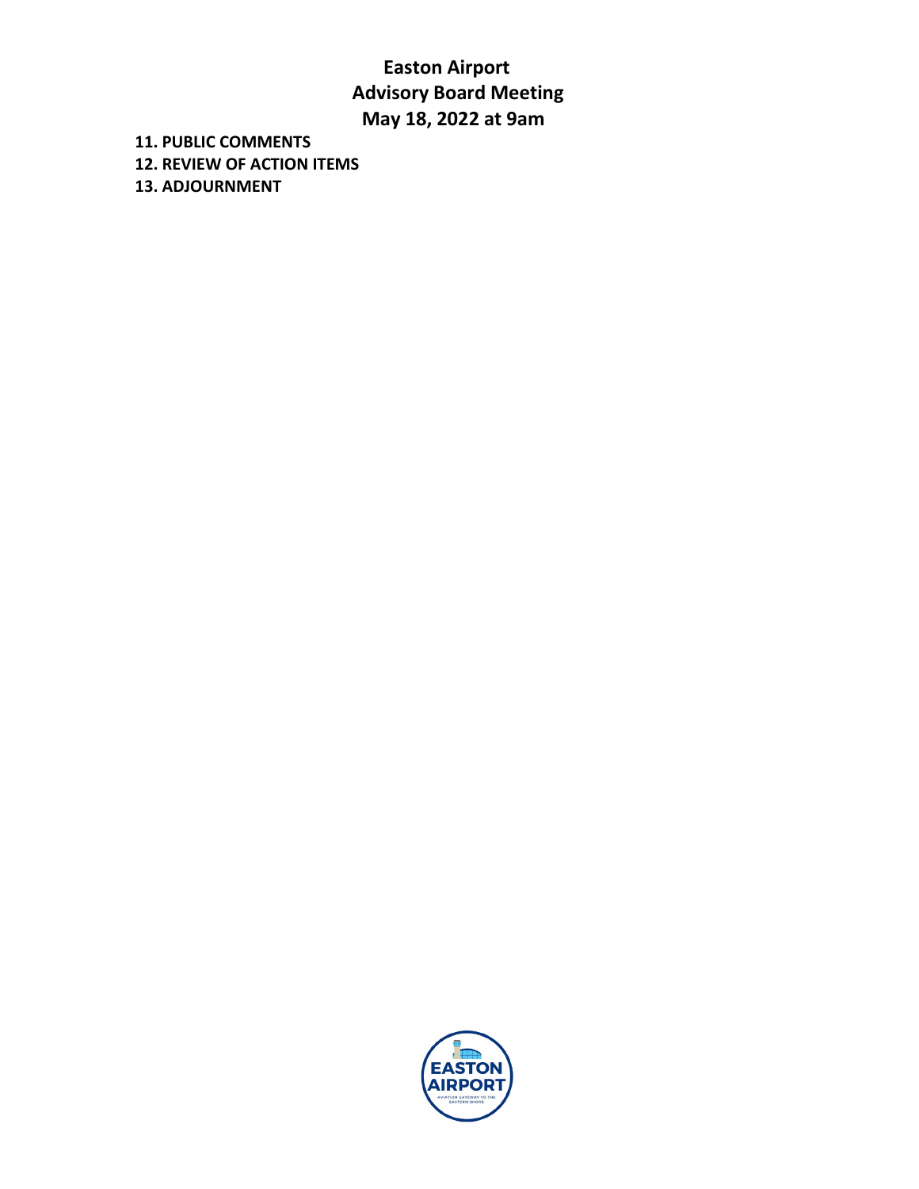# Easton Airport

## Advisory Board Meeting

## May 18, 2022 at 9am

**11. PUBLIC COMMENTS**

**12. REVIEW OF ACTION ITEMS**

**13. ADJOURNMENT**